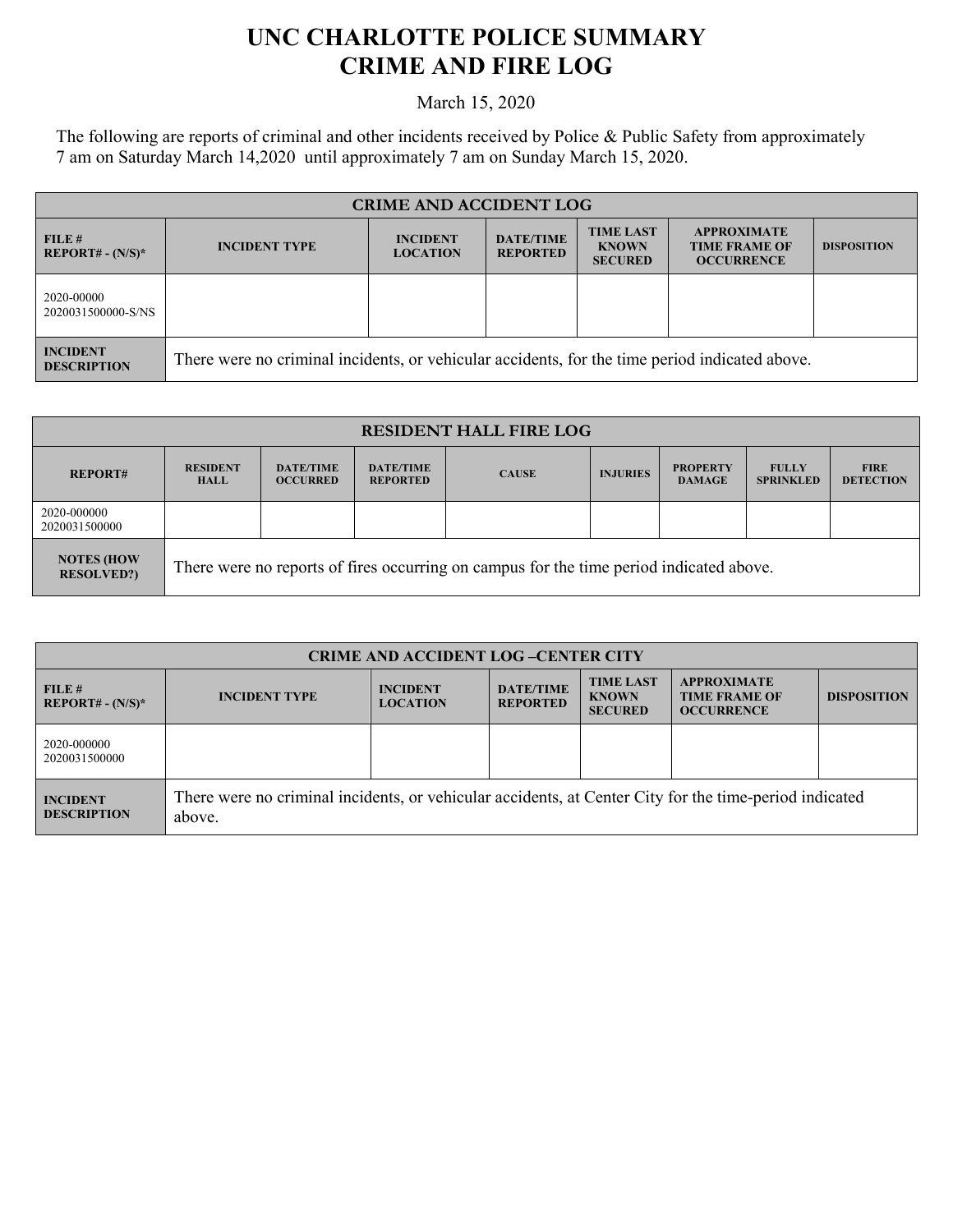# UNC CHARLOTTE POLICE SUMMARY
# CRIME AND FIRE LOG

March 15, 2020

The following are reports of criminal and other incidents received by Police & Public Safety from approximately 7 am on Saturday March 14,2020 until approximately 7 am on Sunday March 15, 2020.

| CRIME AND ACCIDENT LOG | | | | | | |
|---|---|---|---|---|---|---|
| FILE # REPORT# - (N/S)* | INCIDENT TYPE | INCIDENT LOCATION | DATE/TIME REPORTED | TIME LAST KNOWN SECURED | APPROXIMATE TIME FRAME OF OCCURRENCE | DISPOSITION |
| 2020-00000 2020031500000-S/NS | | | | | | |
| INCIDENT DESCRIPTION | There were no criminal incidents, or vehicular accidents, for the time period indicated above. | | | | | |

| RESIDENT HALL FIRE LOG | | | | | | | | |
|---|---|---|---|---|---|---|---|---|
| REPORT# | RESIDENT HALL | DATE/TIME OCCURRED | DATE/TIME REPORTED | CAUSE | INJURIES | PROPERTY DAMAGE | FULLY SPRINKLED | FIRE DETECTION |
| 2020-000000 2020031500000 | | | | | | | | |
| NOTES (HOW RESOLVED?) | There were no reports of fires occurring on campus for the time period indicated above. | | | | | | | |

| CRIME AND ACCIDENT LOG –CENTER CITY | | | | | | |
|---|---|---|---|---|---|---|
| FILE # REPORT# - (N/S)* | INCIDENT TYPE | INCIDENT LOCATION | DATE/TIME REPORTED | TIME LAST KNOWN SECURED | APPROXIMATE TIME FRAME OF OCCURRENCE | DISPOSITION |
| 2020-000000 2020031500000 | | | | | | |
| INCIDENT DESCRIPTION | There were no criminal incidents, or vehicular accidents, at Center City for the time-period indicated above. | | | | | |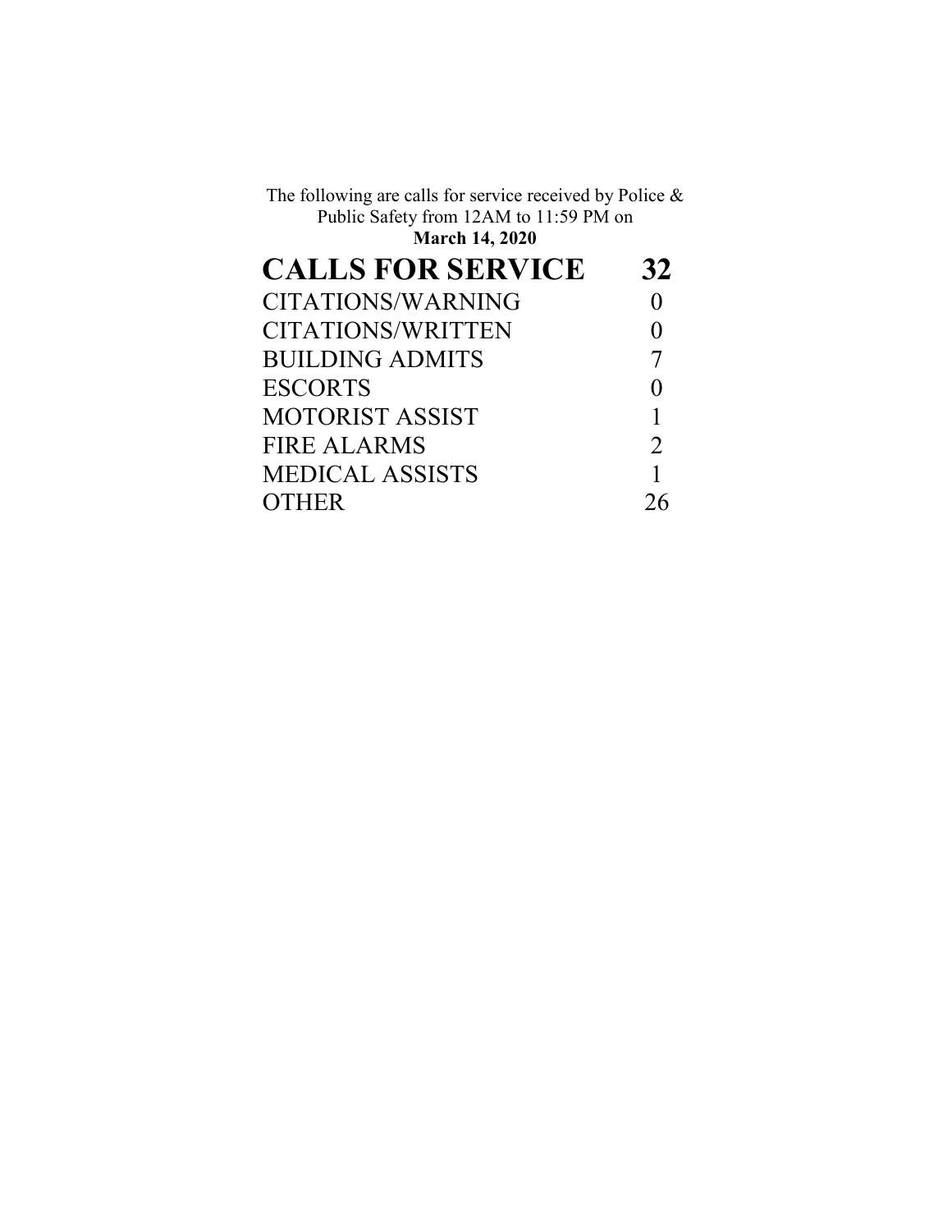The following are calls for service received by Police & Public Safety from 12AM to 11:59 PM on

**March 14, 2020**

| | |
|---|---|
| **CALLS FOR SERVICE** | **32** |
| CITATIONS/WARNING | 0 |
| CITATIONS/WRITTEN | 0 |
| BUILDING ADMITS | 7 |
| ESCORTS | 0 |
| MOTORIST ASSIST | 1 |
| FIRE ALARMS | 2 |
| MEDICAL ASSISTS | 1 |
| OTHER | 26 |